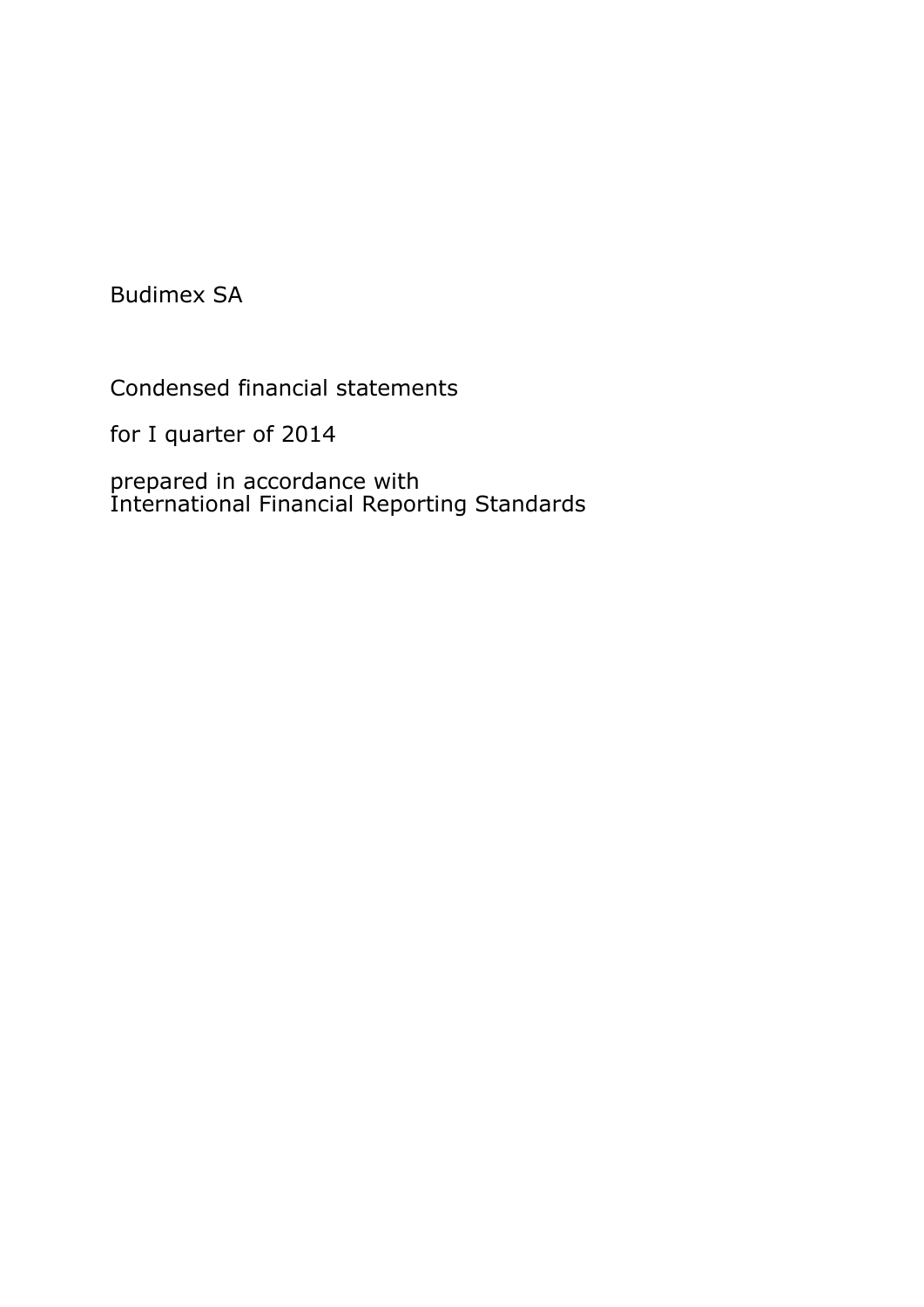Budimex SA

Condensed financial statements

for I quarter of 2014

prepared in accordance with
International Financial Reporting Standards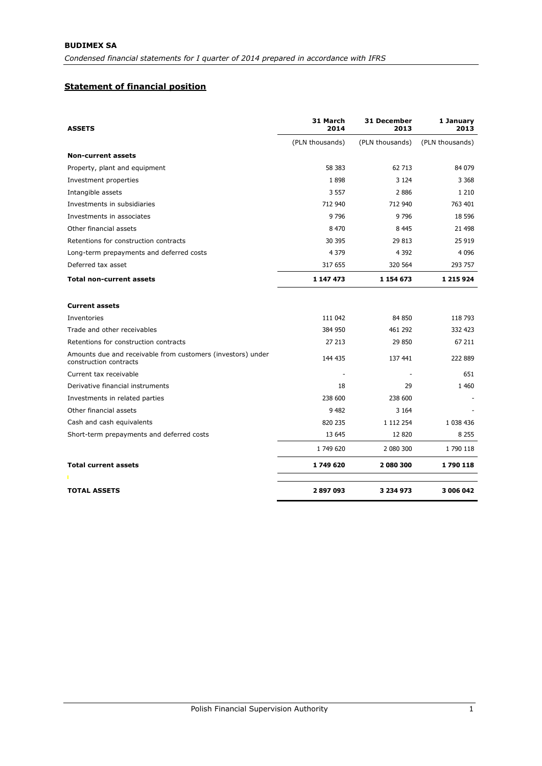**BUDIMEX SA**

*Condensed financial statements for I quarter of 2014 prepared in accordance with IFRS*

## Statement of financial position

| ASSETS | 31 March 2014 | 31 December 2013 | 1 January 2013 |
|---|---|---|---|
| | (PLN thousands) | (PLN thousands) | (PLN thousands) |
| **Non-current assets** | | | |
| Property, plant and equipment | 58 383 | 62 713 | 84 079 |
| Investment properties | 1 898 | 3 124 | 3 368 |
| Intangible assets | 3 557 | 2 886 | 1 210 |
| Investments in subsidiaries | 712 940 | 712 940 | 763 401 |
| Investments in associates | 9 796 | 9 796 | 18 596 |
| Other financial assets | 8 470 | 8 445 | 21 498 |
| Retentions for construction contracts | 30 395 | 29 813 | 25 919 |
| Long-term prepayments and deferred costs | 4 379 | 4 392 | 4 096 |
| Deferred tax asset | 317 655 | 320 564 | 293 757 |
| **Total non-current assets** | **1 147 473** | **1 154 673** | **1 215 924** |
| | | | |
| **Current assets** | | | |
| Inventories | 111 042 | 84 850 | 118 793 |
| Trade and other receivables | 384 950 | 461 292 | 332 423 |
| Retentions for construction contracts | 27 213 | 29 850 | 67 211 |
| Amounts due and receivable from customers (investors) under construction contracts | 144 435 | 137 441 | 222 889 |
| Current tax receivable | - | - | 651 |
| Derivative financial instruments | 18 | 29 | 1 460 |
| Investments in related parties | 238 600 | 238 600 | - |
| Other financial assets | 9 482 | 3 164 | - |
| Cash and cash equivalents | 820 235 | 1 112 254 | 1 038 436 |
| Short-term prepayments and deferred costs | 13 645 | 12 820 | 8 255 |
| | 1 749 620 | 2 080 300 | 1 790 118 |
| **Total current assets** | **1 749 620** | **2 080 300** | **1 790 118** |
| | | | |
| **TOTAL ASSETS** | **2 897 093** | **3 234 973** | **3 006 042** |

Polish Financial Supervision Authority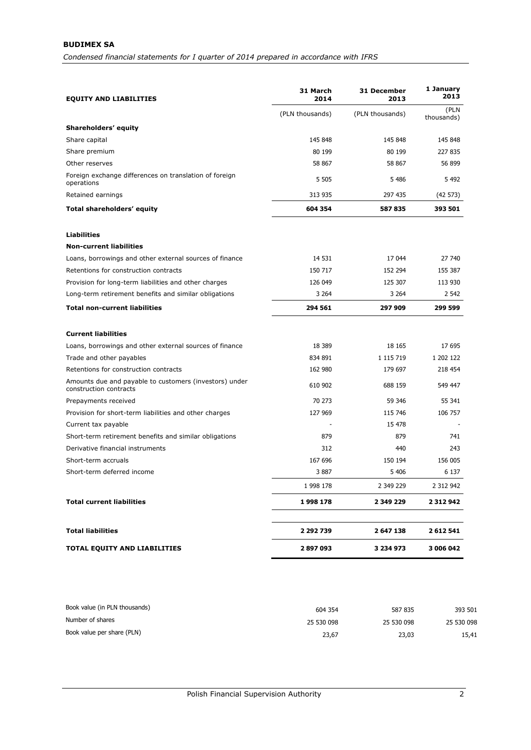| EQUITY AND LIABILITIES | 31 March 2014 | 31 December 2013 | 1 January 2013 |
|---|---|---|---|
| | (PLN thousands) | (PLN thousands) | (PLN thousands) |
| **Shareholders' equity** | | | |
| Share capital | 145 848 | 145 848 | 145 848 |
| Share premium | 80 199 | 80 199 | 227 835 |
| Other reserves | 58 867 | 58 867 | 56 899 |
| Foreign exchange differences on translation of foreign operations | 5 505 | 5 486 | 5 492 |
| Retained earnings | 313 935 | 297 435 | (42 573) |
| **Total shareholders' equity** | **604 354** | **587 835** | **393 501** |
| | | | |
| **Liabilities** | | | |
| **Non-current liabilities** | | | |
| Loans, borrowings and other external sources of finance | 14 531 | 17 044 | 27 740 |
| Retentions for construction contracts | 150 717 | 152 294 | 155 387 |
| Provision for long-term liabilities and other charges | 126 049 | 125 307 | 113 930 |
| Long-term retirement benefits and similar obligations | 3 264 | 3 264 | 2 542 |
| **Total non-current liabilities** | **294 561** | **297 909** | **299 599** |
| | | | |
| **Current liabilities** | | | |
| Loans, borrowings and other external sources of finance | 18 389 | 18 165 | 17 695 |
| Trade and other payables | 834 891 | 1 115 719 | 1 202 122 |
| Retentions for construction contracts | 162 980 | 179 697 | 218 454 |
| Amounts due and payable to customers (investors) under construction contracts | 610 902 | 688 159 | 549 447 |
| Prepayments received | 70 273 | 59 346 | 55 341 |
| Provision for short-term liabilities and other charges | 127 969 | 115 746 | 106 757 |
| Current tax payable | - | 15 478 | - |
| Short-term retirement benefits and similar obligations | 879 | 879 | 741 |
| Derivative financial instruments | 312 | 440 | 243 |
| Short-term accruals | 167 696 | 150 194 | 156 005 |
| Short-term deferred income | 3 887 | 5 406 | 6 137 |
| | 1 998 178 | 2 349 229 | 2 312 942 |
| **Total current liabilities** | **1 998 178** | **2 349 229** | **2 312 942** |
| | | | |
| **Total liabilities** | **2 292 739** | **2 647 138** | **2 612 541** |
| **TOTAL EQUITY AND LIABILITIES** | **2 897 093** | **3 234 973** | **3 006 042** |

| | | | |
|---|---|---|---|
| Book value (in PLN thousands) | 604 354 | 587 835 | 393 501 |
| Number of shares | 25 530 098 | 25 530 098 | 25 530 098 |
| Book value per share (PLN) | 23,67 | 23,03 | 15,41 |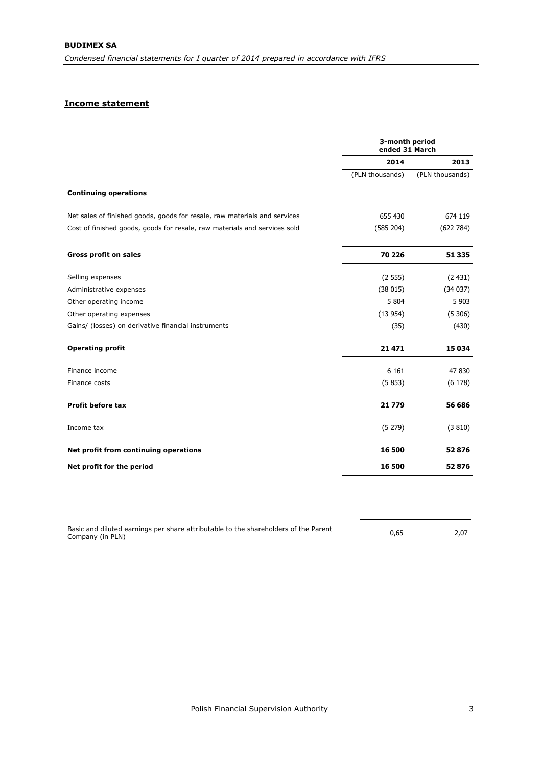## Income statement

| | 3-month period ended 31 March | |
|---|---|---|
| | 2014 | 2013 |
| | (PLN thousands) | (PLN thousands) |
| **Continuing operations** | | |
| Net sales of finished goods, goods for resale, raw materials and services | 655 430 | 674 119 |
| Cost of finished goods, goods for resale, raw materials and services sold | (585 204) | (622 784) |
| **Gross profit on sales** | **70 226** | **51 335** |
| Selling expenses | (2 555) | (2 431) |
| Administrative expenses | (38 015) | (34 037) |
| Other operating income | 5 804 | 5 903 |
| Other operating expenses | (13 954) | (5 306) |
| Gains/ (losses) on derivative financial instruments | (35) | (430) |
| **Operating profit** | **21 471** | **15 034** |
| Finance income | 6 161 | 47 830 |
| Finance costs | (5 853) | (6 178) |
| **Profit before tax** | **21 779** | **56 686** |
| Income tax | (5 279) | (3 810) |
| **Net profit from continuing operations** | **16 500** | **52 876** |
| **Net profit for the period** | **16 500** | **52 876** |

| | | |
|---|---|---|
| Basic and diluted earnings per share attributable to the shareholders of the Parent Company (in PLN) | 0,65 | 2,07 |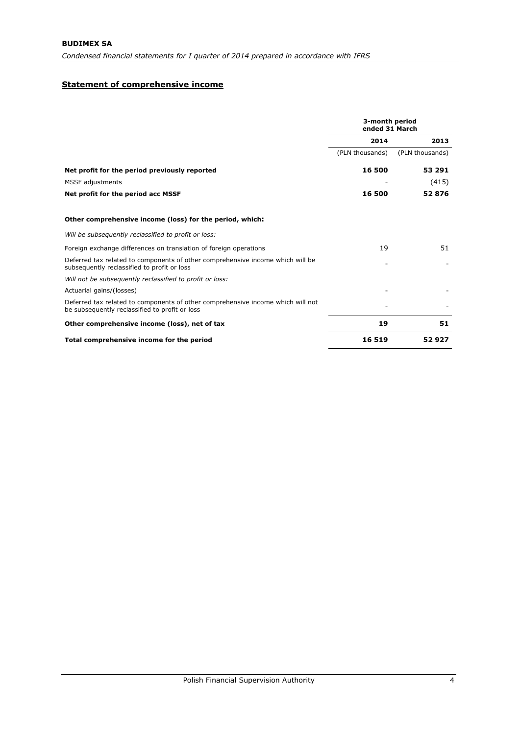## Statement of comprehensive income

| | 3-month period ended 31 March | |
|---|---|---|
| | 2014 | 2013 |
| | (PLN thousands) | (PLN thousands) |
| **Net profit for the period previously reported** | **16 500** | **53 291** |
| MSSF adjustments | - | (415) |
| **Net profit for the period acc MSSF** | **16 500** | **52 876** |
| | | |
| **Other comprehensive income (loss) for the period, which:** | | |
| *Will be subsequently reclassified to profit or loss:* | | |
| Foreign exchange differences on translation of foreign operations | 19 | 51 |
| Deferred tax related to components of other comprehensive income which will be subsequently reclassified to profit or loss | - | - |
| *Will not be subsequently reclassified to profit or loss:* | | |
| Actuarial gains/(losses) | - | - |
| Deferred tax related to components of other comprehensive income which will not be subsequently reclassified to profit or loss | - | - |
| **Other comprehensive income (loss), net of tax** | **19** | **51** |
| **Total comprehensive income for the period** | **16 519** | **52 927** |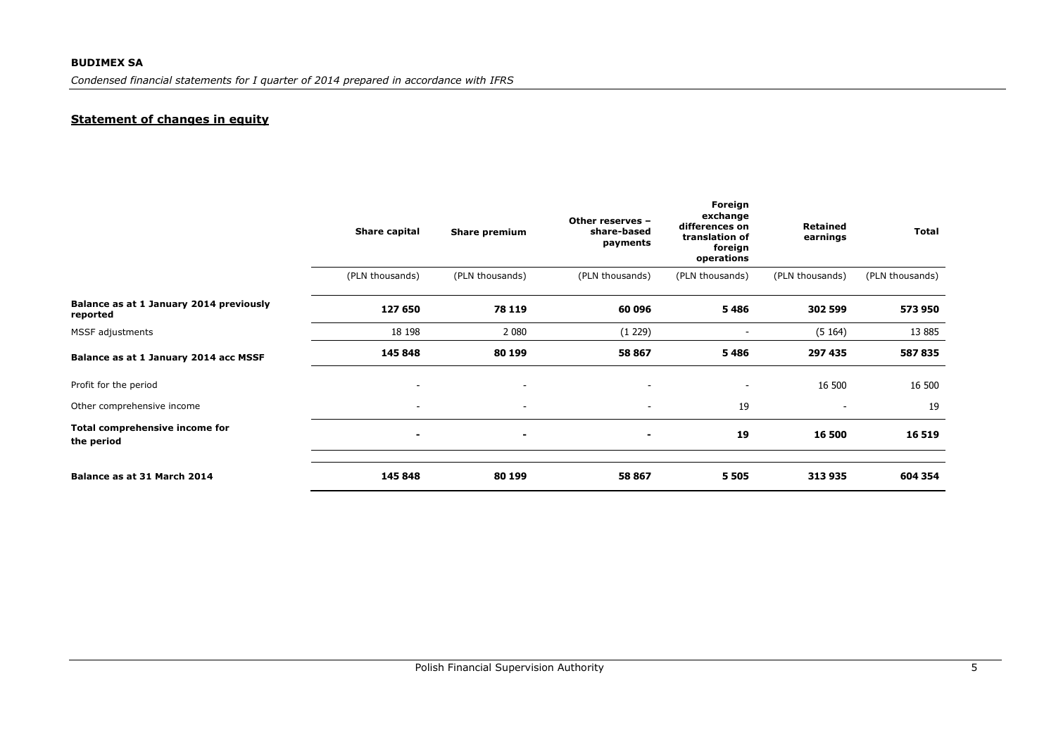## Statement of changes in equity

| | Share capital | Share premium | Other reserves – share-based payments | Foreign exchange differences on translation of foreign operations | Retained earnings | Total |
|---|---|---|---|---|---|---|
| | (PLN thousands) | (PLN thousands) | (PLN thousands) | (PLN thousands) | (PLN thousands) | (PLN thousands) |
| **Balance as at 1 January 2014 previously reported** | **127 650** | **78 119** | **60 096** | **5 486** | **302 599** | **573 950** |
| MSSF adjustments | 18 198 | 2 080 | (1 229) | - | (5 164) | 13 885 |
| **Balance as at 1 January 2014 acc MSSF** | **145 848** | **80 199** | **58 867** | **5 486** | **297 435** | **587 835** |
| Profit for the period | - | - | - | - | 16 500 | 16 500 |
| Other comprehensive income | - | - | - | 19 | - | 19 |
| **Total comprehensive income for the period** | **-** | **-** | **-** | **19** | **16 500** | **16 519** |
| **Balance as at 31 March 2014** | **145 848** | **80 199** | **58 867** | **5 505** | **313 935** | **604 354** |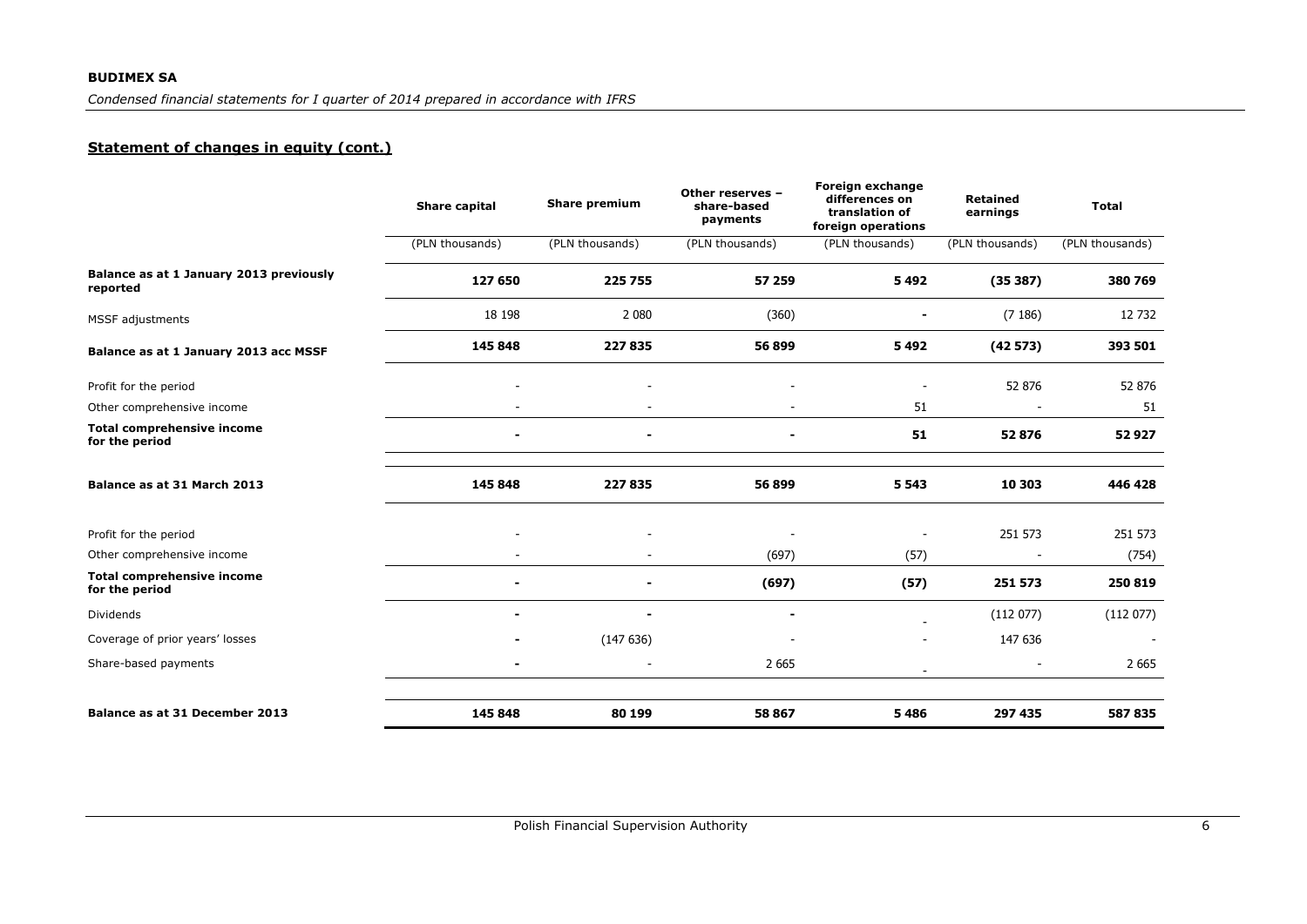**BUDIMEX SA**

*Condensed financial statements for I quarter of 2014 prepared in accordance with IFRS*

## Statement of changes in equity (cont.)

| | Share capital | Share premium | Other reserves – share-based payments | Foreign exchange differences on translation of foreign operations | Retained earnings | Total |
|---|---|---|---|---|---|---|
| | (PLN thousands) | (PLN thousands) | (PLN thousands) | (PLN thousands) | (PLN thousands) | (PLN thousands) |
| **Balance as at 1 January 2013 previously reported** | **127 650** | **225 755** | **57 259** | **5 492** | **(35 387)** | **380 769** |
| MSSF adjustments | 18 198 | 2 080 | (360) | - | (7 186) | 12 732 |
| **Balance as at 1 January 2013 acc MSSF** | **145 848** | **227 835** | **56 899** | **5 492** | **(42 573)** | **393 501** |
| Profit for the period | - | - | - | - | 52 876 | 52 876 |
| Other comprehensive income | - | - | - | 51 | - | 51 |
| **Total comprehensive income for the period** | **-** | **-** | **-** | **51** | **52 876** | **52 927** |
| **Balance as at 31 March 2013** | **145 848** | **227 835** | **56 899** | **5 543** | **10 303** | **446 428** |
| Profit for the period | - | - | - | - | 251 573 | 251 573 |
| Other comprehensive income | - | - | (697) | (57) | - | (754) |
| **Total comprehensive income for the period** | **-** | **-** | **(697)** | **(57)** | **251 573** | **250 819** |
| Dividends | - | - | - | - | (112 077) | (112 077) |
| Coverage of prior years' losses | - | (147 636) | - | - | 147 636 | - |
| Share-based payments | - | - | 2 665 | - | - | 2 665 |
| **Balance as at 31 December 2013** | **145 848** | **80 199** | **58 867** | **5 486** | **297 435** | **587 835** |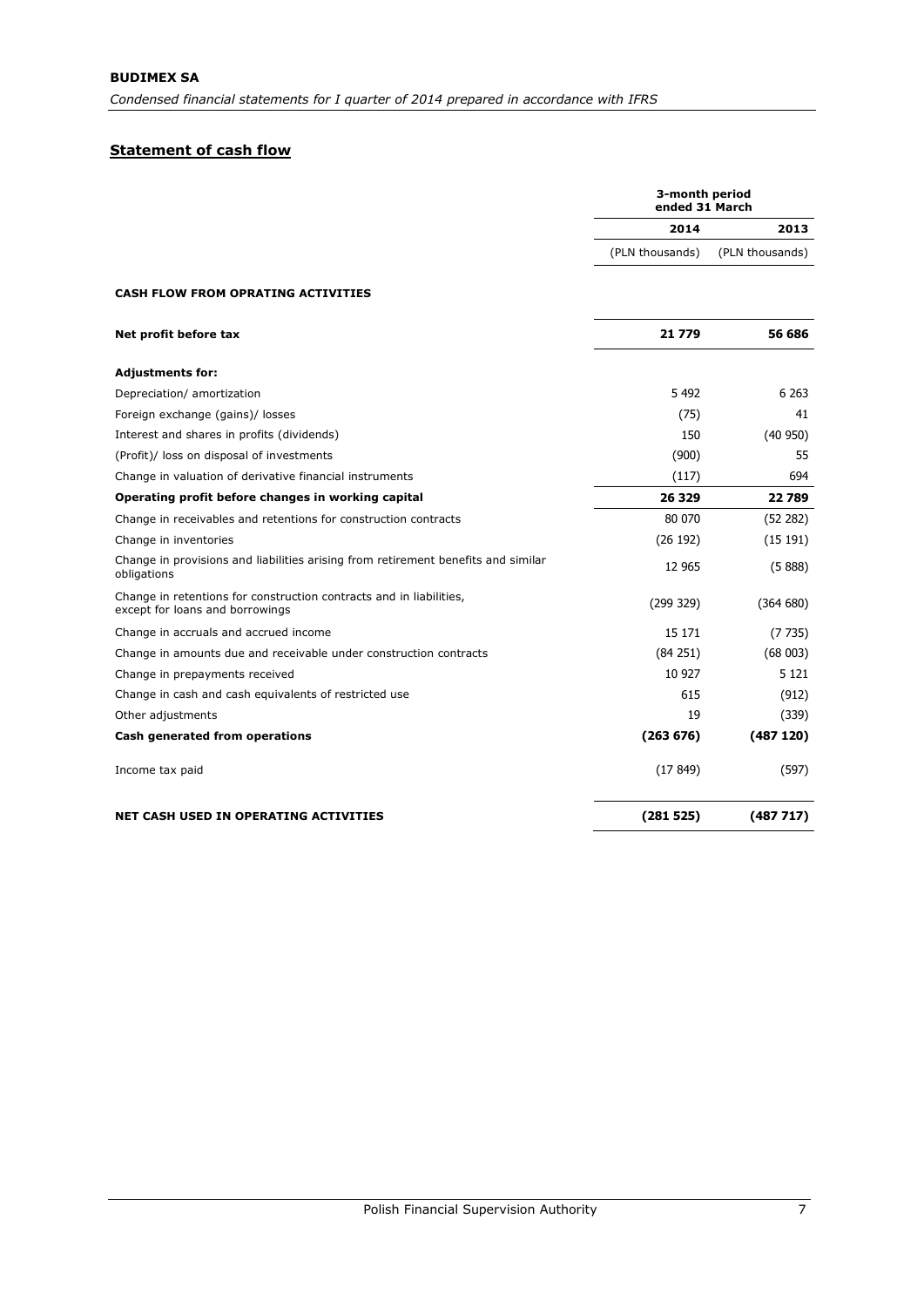## Statement of cash flow

| | 3-month period ended 31 March | |
|---|---|---|
| | 2014 | 2013 |
| | (PLN thousands) | (PLN thousands) |
| **CASH FLOW FROM OPRATING ACTIVITIES** | | |
| **Net profit before tax** | **21 779** | **56 686** |
| **Adjustments for:** | | |
| Depreciation/ amortization | 5 492 | 6 263 |
| Foreign exchange (gains)/ losses | (75) | 41 |
| Interest and shares in profits (dividends) | 150 | (40 950) |
| (Profit)/ loss on disposal of investments | (900) | 55 |
| Change in valuation of derivative financial instruments | (117) | 694 |
| **Operating profit before changes in working capital** | **26 329** | **22 789** |
| Change in receivables and retentions for construction contracts | 80 070 | (52 282) |
| Change in inventories | (26 192) | (15 191) |
| Change in provisions and liabilities arising from retirement benefits and similar obligations | 12 965 | (5 888) |
| Change in retentions for construction contracts and in liabilities, except for loans and borrowings | (299 329) | (364 680) |
| Change in accruals and accrued income | 15 171 | (7 735) |
| Change in amounts due and receivable under construction contracts | (84 251) | (68 003) |
| Change in prepayments received | 10 927 | 5 121 |
| Change in cash and cash equivalents of restricted use | 615 | (912) |
| Other adjustments | 19 | (339) |
| **Cash generated from operations** | **(263 676)** | **(487 120)** |
| Income tax paid | (17 849) | (597) |
| **NET CASH USED IN OPERATING ACTIVITIES** | **(281 525)** | **(487 717)** |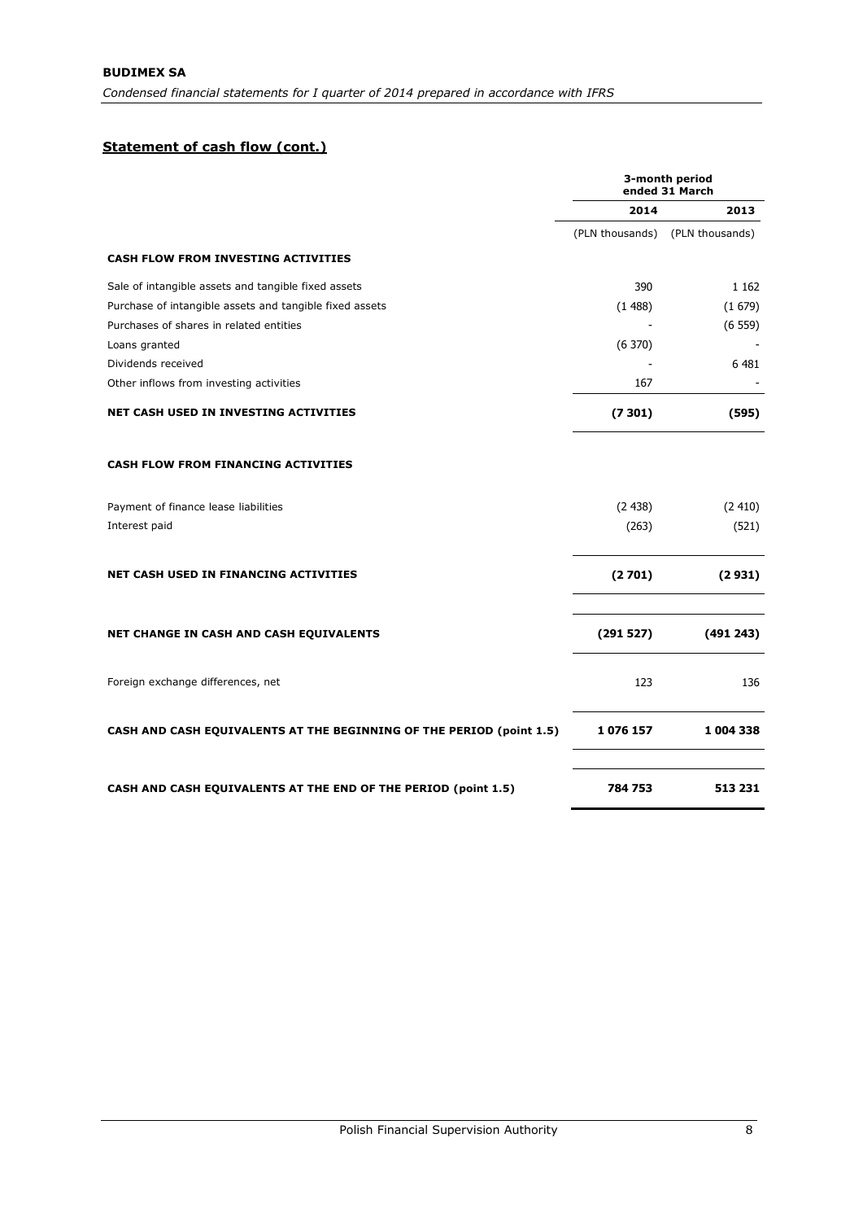## Statement of cash flow (cont.)

| | 3-month period ended 31 March | |
|---|---|---|
| | 2014 | 2013 |
| | (PLN thousands) | (PLN thousands) |
| **CASH FLOW FROM INVESTING ACTIVITIES** | | |
| Sale of intangible assets and tangible fixed assets | 390 | 1 162 |
| Purchase of intangible assets and tangible fixed assets | (1 488) | (1 679) |
| Purchases of shares in related entities | - | (6 559) |
| Loans granted | (6 370) | - |
| Dividends received | - | 6 481 |
| Other inflows from investing activities | 167 | - |
| **NET CASH USED IN INVESTING ACTIVITIES** | **(7 301)** | **(595)** |
| **CASH FLOW FROM FINANCING ACTIVITIES** | | |
| Payment of finance lease liabilities | (2 438) | (2 410) |
| Interest paid | (263) | (521) |
| **NET CASH USED IN FINANCING ACTIVITIES** | **(2 701)** | **(2 931)** |
| **NET CHANGE IN CASH AND CASH EQUIVALENTS** | **(291 527)** | **(491 243)** |
| Foreign exchange differences, net | 123 | 136 |
| **CASH AND CASH EQUIVALENTS AT THE BEGINNING OF THE PERIOD (point 1.5)** | **1 076 157** | **1 004 338** |
| **CASH AND CASH EQUIVALENTS AT THE END OF THE PERIOD (point 1.5)** | **784 753** | **513 231** |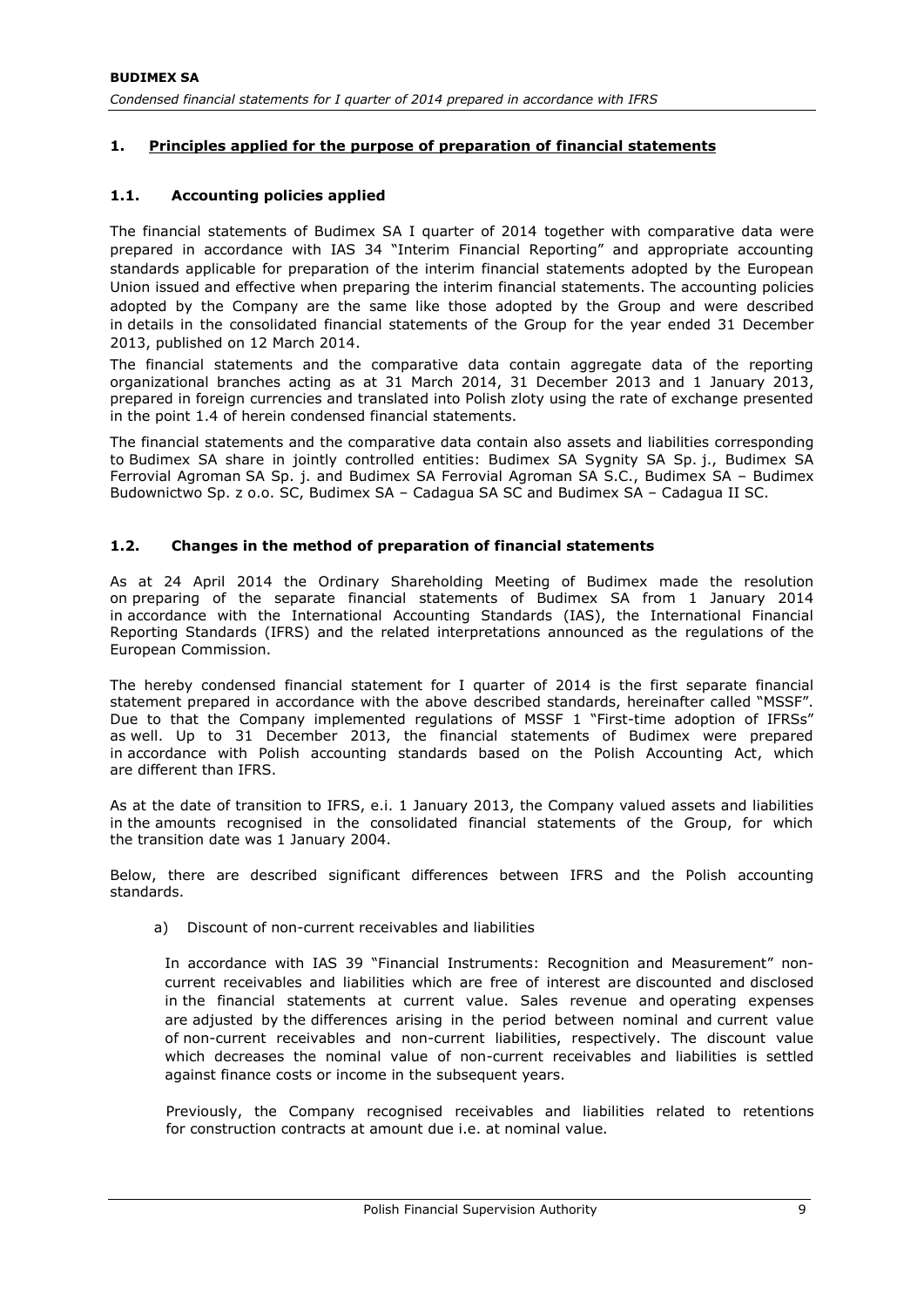## 1. Principles applied for the purpose of preparation of financial statements

### 1.1. Accounting policies applied

The financial statements of Budimex SA I quarter of 2014 together with comparative data were prepared in accordance with IAS 34 "Interim Financial Reporting" and appropriate accounting standards applicable for preparation of the interim financial statements adopted by the European Union issued and effective when preparing the interim financial statements. The accounting policies adopted by the Company are the same like those adopted by the Group and were described in details in the consolidated financial statements of the Group for the year ended 31 December 2013, published on 12 March 2014.

The financial statements and the comparative data contain aggregate data of the reporting organizational branches acting as at 31 March 2014, 31 December 2013 and 1 January 2013, prepared in foreign currencies and translated into Polish zloty using the rate of exchange presented in the point 1.4 of herein condensed financial statements.

The financial statements and the comparative data contain also assets and liabilities corresponding to Budimex SA share in jointly controlled entities: Budimex SA Sygnity SA Sp. j., Budimex SA Ferrovial Agroman SA Sp. j. and Budimex SA Ferrovial Agroman SA S.C., Budimex SA – Budimex Budownictwo Sp. z o.o. SC, Budimex SA – Cadagua SA SC and Budimex SA – Cadagua II SC.

### 1.2. Changes in the method of preparation of financial statements

As at 24 April 2014 the Ordinary Shareholding Meeting of Budimex made the resolution on preparing of the separate financial statements of Budimex SA from 1 January 2014 in accordance with the International Accounting Standards (IAS), the International Financial Reporting Standards (IFRS) and the related interpretations announced as the regulations of the European Commission.

The hereby condensed financial statement for I quarter of 2014 is the first separate financial statement prepared in accordance with the above described standards, hereinafter called "MSSF". Due to that the Company implemented regulations of MSSF 1 "First-time adoption of IFRSs" as well. Up to 31 December 2013, the financial statements of Budimex were prepared in accordance with Polish accounting standards based on the Polish Accounting Act, which are different than IFRS.

As at the date of transition to IFRS, e.i. 1 January 2013, the Company valued assets and liabilities in the amounts recognised in the consolidated financial statements of the Group, for which the transition date was 1 January 2004.

Below, there are described significant differences between IFRS and the Polish accounting standards.

a) Discount of non-current receivables and liabilities

In accordance with IAS 39 "Financial Instruments: Recognition and Measurement" non-current receivables and liabilities which are free of interest are discounted and disclosed in the financial statements at current value. Sales revenue and operating expenses are adjusted by the differences arising in the period between nominal and current value of non-current receivables and non-current liabilities, respectively. The discount value which decreases the nominal value of non-current receivables and liabilities is settled against finance costs or income in the subsequent years.

Previously, the Company recognised receivables and liabilities related to retentions for construction contracts at amount due i.e. at nominal value.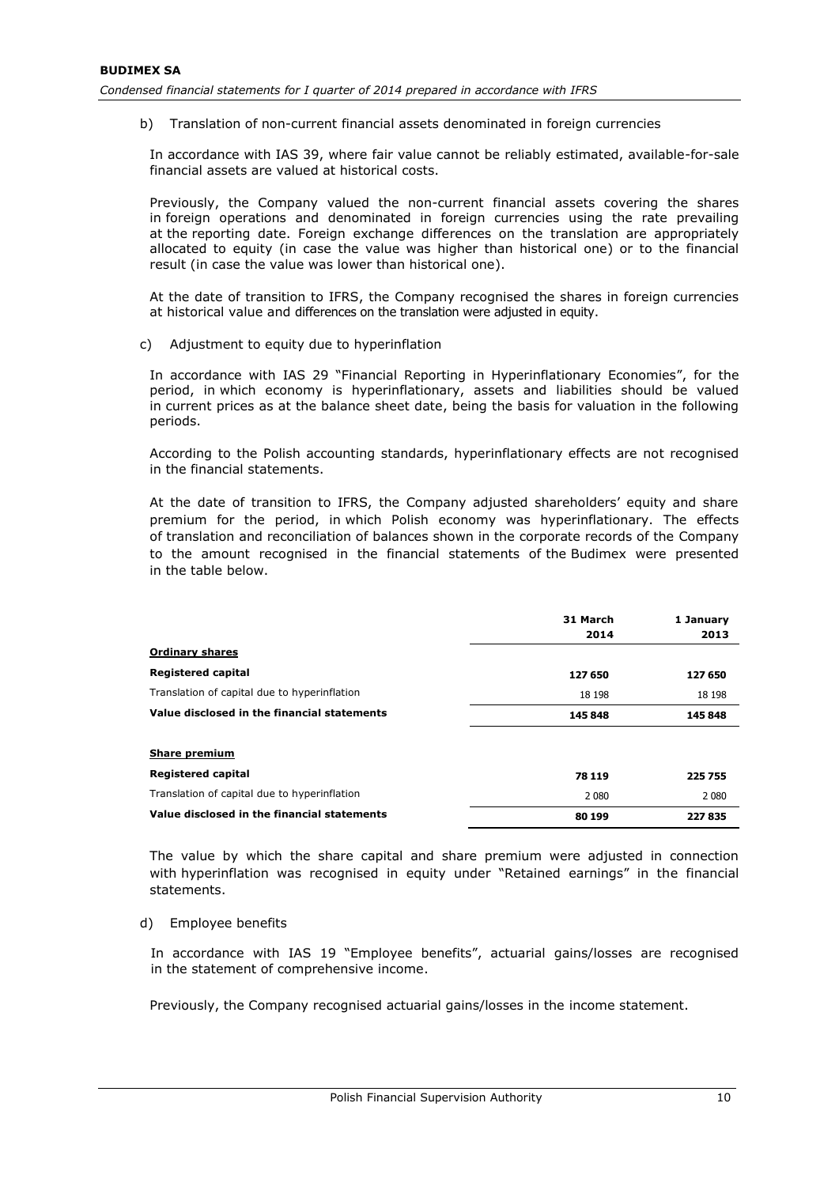b) Translation of non-current financial assets denominated in foreign currencies

In accordance with IAS 39, where fair value cannot be reliably estimated, available-for-sale financial assets are valued at historical costs.

Previously, the Company valued the non-current financial assets covering the shares in foreign operations and denominated in foreign currencies using the rate prevailing at the reporting date. Foreign exchange differences on the translation are appropriately allocated to equity (in case the value was higher than historical one) or to the financial result (in case the value was lower than historical one).

At the date of transition to IFRS, the Company recognised the shares in foreign currencies at historical value and differences on the translation were adjusted in equity.

c) Adjustment to equity due to hyperinflation

In accordance with IAS 29 "Financial Reporting in Hyperinflationary Economies", for the period, in which economy is hyperinflationary, assets and liabilities should be valued in current prices as at the balance sheet date, being the basis for valuation in the following periods.

According to the Polish accounting standards, hyperinflationary effects are not recognised in the financial statements.

At the date of transition to IFRS, the Company adjusted shareholders' equity and share premium for the period, in which Polish economy was hyperinflationary. The effects of translation and reconciliation of balances shown in the corporate records of the Company to the amount recognised in the financial statements of the Budimex were presented in the table below.

| | 31 March 2014 | 1 January 2013 |
|---|---|---|
| **Ordinary shares** | | |
| **Registered capital** | **127 650** | **127 650** |
| Translation of capital due to hyperinflation | 18 198 | 18 198 |
| **Value disclosed in the financial statements** | **145 848** | **145 848** |
| **Share premium** | | |
| **Registered capital** | **78 119** | **225 755** |
| Translation of capital due to hyperinflation | 2 080 | 2 080 |
| **Value disclosed in the financial statements** | **80 199** | **227 835** |

The value by which the share capital and share premium were adjusted in connection with hyperinflation was recognised in equity under "Retained earnings" in the financial statements.

d) Employee benefits

In accordance with IAS 19 "Employee benefits", actuarial gains/losses are recognised in the statement of comprehensive income.

Previously, the Company recognised actuarial gains/losses in the income statement.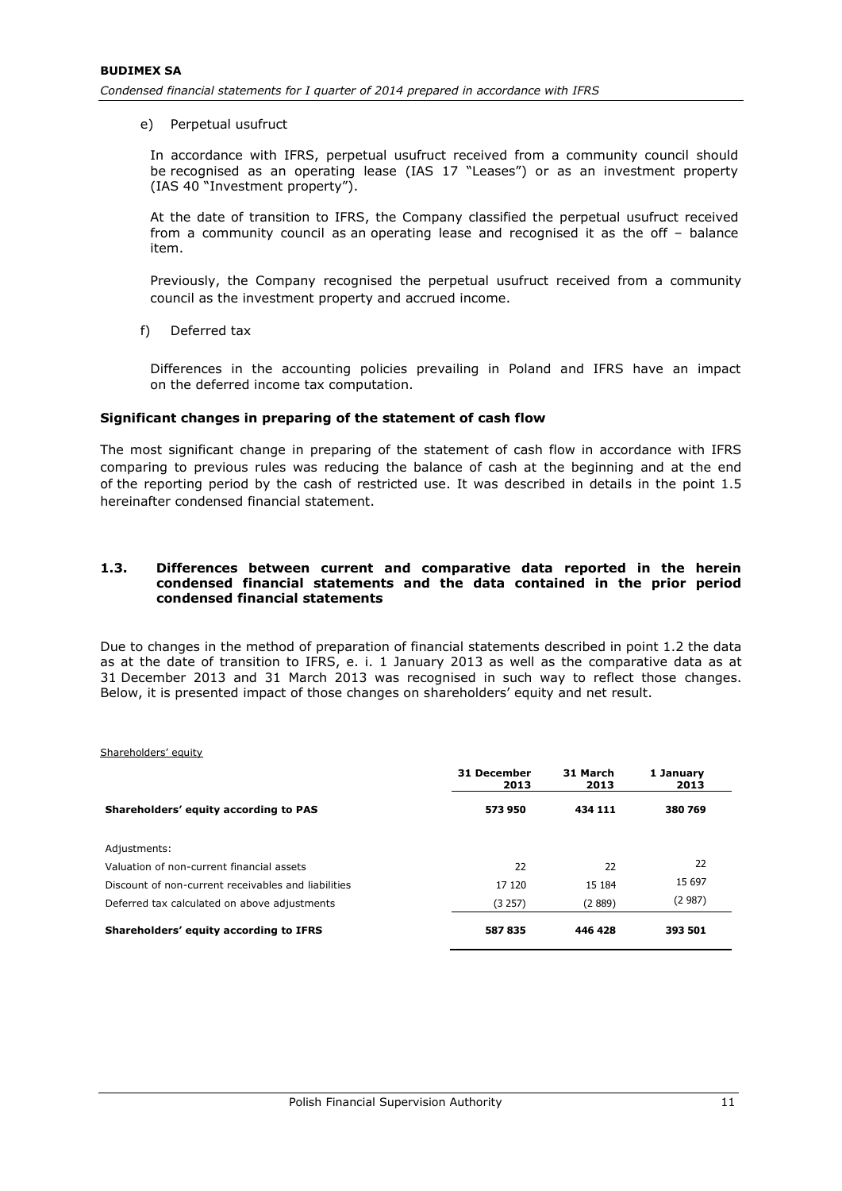e) Perpetual usufruct

In accordance with IFRS, perpetual usufruct received from a community council should be recognised as an operating lease (IAS 17 "Leases") or as an investment property (IAS 40 "Investment property").

At the date of transition to IFRS, the Company classified the perpetual usufruct received from a community council as an operating lease and recognised it as the off – balance item.

Previously, the Company recognised the perpetual usufruct received from a community council as the investment property and accrued income.

f) Deferred tax

Differences in the accounting policies prevailing in Poland and IFRS have an impact on the deferred income tax computation.

**Significant changes in preparing of the statement of cash flow**

The most significant change in preparing of the statement of cash flow in accordance with IFRS comparing to previous rules was reducing the balance of cash at the beginning and at the end of the reporting period by the cash of restricted use. It was described in details in the point 1.5 hereinafter condensed financial statement.

### 1.3. Differences between current and comparative data reported in the herein condensed financial statements and the data contained in the prior period condensed financial statements

Due to changes in the method of preparation of financial statements described in point 1.2 the data as at the date of transition to IFRS, e. i. 1 January 2013 as well as the comparative data as at 31 December 2013 and 31 March 2013 was recognised in such way to reflect those changes. Below, it is presented impact of those changes on shareholders' equity and net result.

Shareholders' equity

| | 31 December 2013 | 31 March 2013 | 1 January 2013 |
|---|---|---|---|
| **Shareholders' equity according to PAS** | **573 950** | **434 111** | **380 769** |
| Adjustments: | | | |
| Valuation of non-current financial assets | 22 | 22 | 22 |
| Discount of non-current receivables and liabilities | 17 120 | 15 184 | 15 697 |
| Deferred tax calculated on above adjustments | (3 257) | (2 889) | (2 987) |
| **Shareholders' equity according to IFRS** | **587 835** | **446 428** | **393 501** |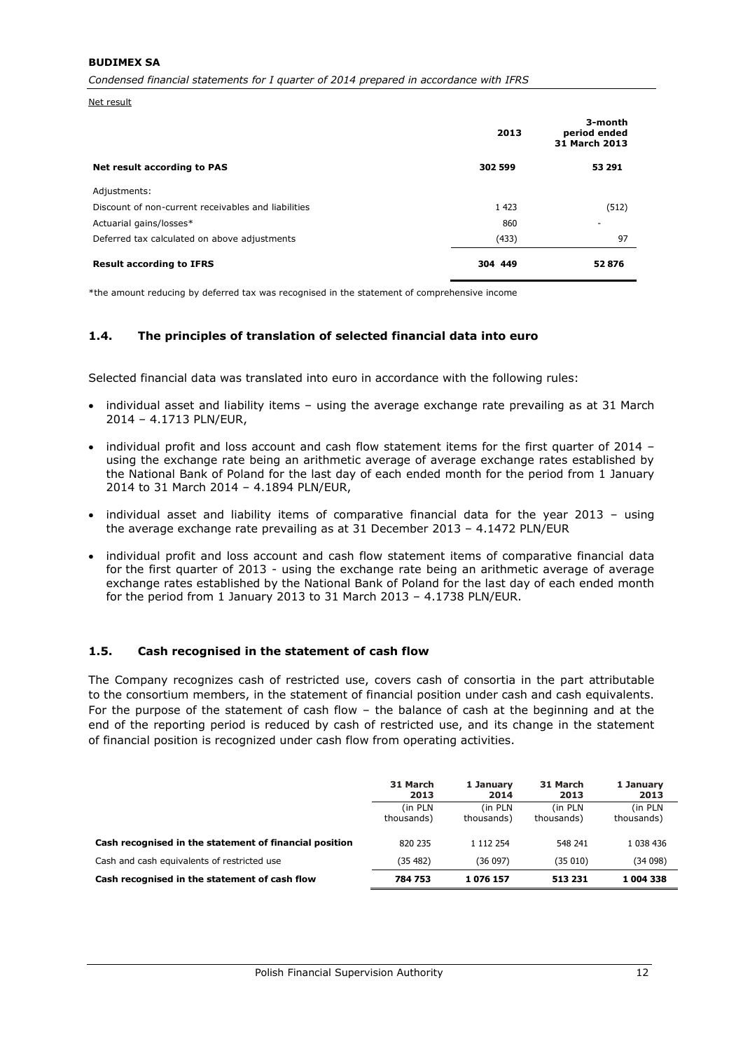Net result

| | 2013 | 3-month period ended 31 March 2013 |
|---|---|---|
| **Net result according to PAS** | **302 599** | **53 291** |
| Adjustments: | | |
| Discount of non-current receivables and liabilities | 1 423 | (512) |
| Actuarial gains/losses* | 860 | - |
| Deferred tax calculated on above adjustments | (433) | 97 |
| **Result according to IFRS** | **304 449** | **52 876** |

*the amount reducing by deferred tax was recognised in the statement of comprehensive income

## 1.4. The principles of translation of selected financial data into euro

Selected financial data was translated into euro in accordance with the following rules:

- individual asset and liability items – using the average exchange rate prevailing as at 31 March 2014 – 4.1713 PLN/EUR,
- individual profit and loss account and cash flow statement items for the first quarter of 2014 – using the exchange rate being an arithmetic average of average exchange rates established by the National Bank of Poland for the last day of each ended month for the period from 1 January 2014 to 31 March 2014 – 4.1894 PLN/EUR,
- individual asset and liability items of comparative financial data for the year 2013 – using the average exchange rate prevailing as at 31 December 2013 – 4.1472 PLN/EUR
- individual profit and loss account and cash flow statement items of comparative financial data for the first quarter of 2013 - using the exchange rate being an arithmetic average of average exchange rates established by the National Bank of Poland for the last day of each ended month for the period from 1 January 2013 to 31 March 2013 – 4.1738 PLN/EUR.

## 1.5. Cash recognised in the statement of cash flow

The Company recognizes cash of restricted use, covers cash of consortia in the part attributable to the consortium members, in the statement of financial position under cash and cash equivalents. For the purpose of the statement of cash flow – the balance of cash at the beginning and at the end of the reporting period is reduced by cash of restricted use, and its change in the statement of financial position is recognized under cash flow from operating activities.

| | 31 March 2013 (in PLN thousands) | 1 January 2014 (in PLN thousands) | 31 March 2013 (in PLN thousands) | 1 January 2013 (in PLN thousands) |
|---|---|---|---|---|
| **Cash recognised in the statement of financial position** | 820 235 | 1 112 254 | 548 241 | 1 038 436 |
| Cash and cash equivalents of restricted use | (35 482) | (36 097) | (35 010) | (34 098) |
| **Cash recognised in the statement of cash flow** | **784 753** | **1 076 157** | **513 231** | **1 004 338** |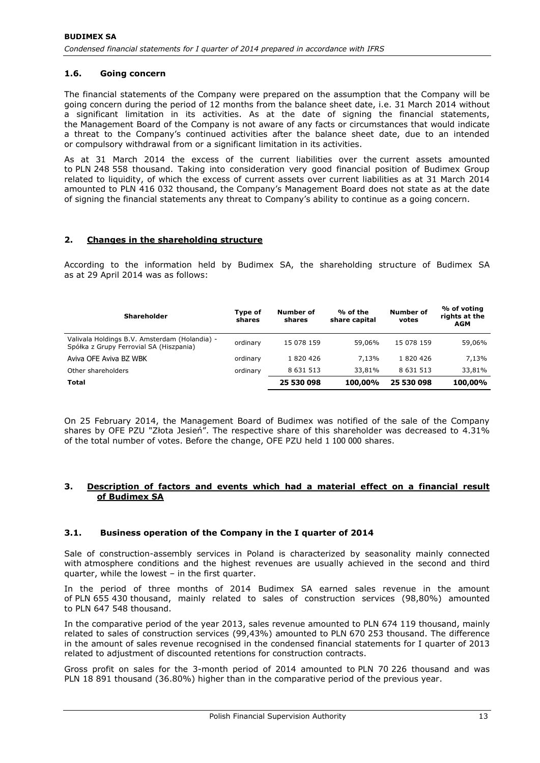### 1.6. Going concern

The financial statements of the Company were prepared on the assumption that the Company will be going concern during the period of 12 months from the balance sheet date, i.e. 31 March 2014 without a significant limitation in its activities. As at the date of signing the financial statements, the Management Board of the Company is not aware of any facts or circumstances that would indicate a threat to the Company's continued activities after the balance sheet date, due to an intended or compulsory withdrawal from or a significant limitation in its activities.

As at 31 March 2014 the excess of the current liabilities over the current assets amounted to PLN 248 558 thousand. Taking into consideration very good financial position of Budimex Group related to liquidity, of which the excess of current assets over current liabilities as at 31 March 2014 amounted to PLN 416 032 thousand, the Company's Management Board does not state as at the date of signing the financial statements any threat to Company's ability to continue as a going concern.

## 2. Changes in the shareholding structure

According to the information held by Budimex SA, the shareholding structure of Budimex SA as at 29 April 2014 was as follows:

| Shareholder | Type of shares | Number of shares | % of the share capital | Number of votes | % of voting rights at the AGM |
|---|---|---|---|---|---|
| Valivala Holdings B.V. Amsterdam (Holandia) - Spółka z Grupy Ferrovial SA (Hiszpania) | ordinary | 15 078 159 | 59,06% | 15 078 159 | 59,06% |
| Aviva OFE Aviva BZ WBK | ordinary | 1 820 426 | 7,13% | 1 820 426 | 7,13% |
| Other shareholders | ordinary | 8 631 513 | 33,81% | 8 631 513 | 33,81% |
| **Total** | | **25 530 098** | **100,00%** | **25 530 098** | **100,00%** |

On 25 February 2014, the Management Board of Budimex was notified of the sale of the Company shares by OFE PZU "Złota Jesień". The respective share of this shareholder was decreased to 4.31% of the total number of votes. Before the change, OFE PZU held 1 100 000 shares.

## 3. Description of factors and events which had a material effect on a financial result of Budimex SA

### 3.1. Business operation of the Company in the I quarter of 2014

Sale of construction-assembly services in Poland is characterized by seasonality mainly connected with atmosphere conditions and the highest revenues are usually achieved in the second and third quarter, while the lowest – in the first quarter.

In the period of three months of 2014 Budimex SA earned sales revenue in the amount of PLN 655 430 thousand, mainly related to sales of construction services (98,80%) amounted to PLN 647 548 thousand.

In the comparative period of the year 2013, sales revenue amounted to PLN 674 119 thousand, mainly related to sales of construction services (99,43%) amounted to PLN 670 253 thousand. The difference in the amount of sales revenue recognised in the condensed financial statements for I quarter of 2013 related to adjustment of discounted retentions for construction contracts.

Gross profit on sales for the 3-month period of 2014 amounted to PLN 70 226 thousand and was PLN 18 891 thousand (36.80%) higher than in the comparative period of the previous year.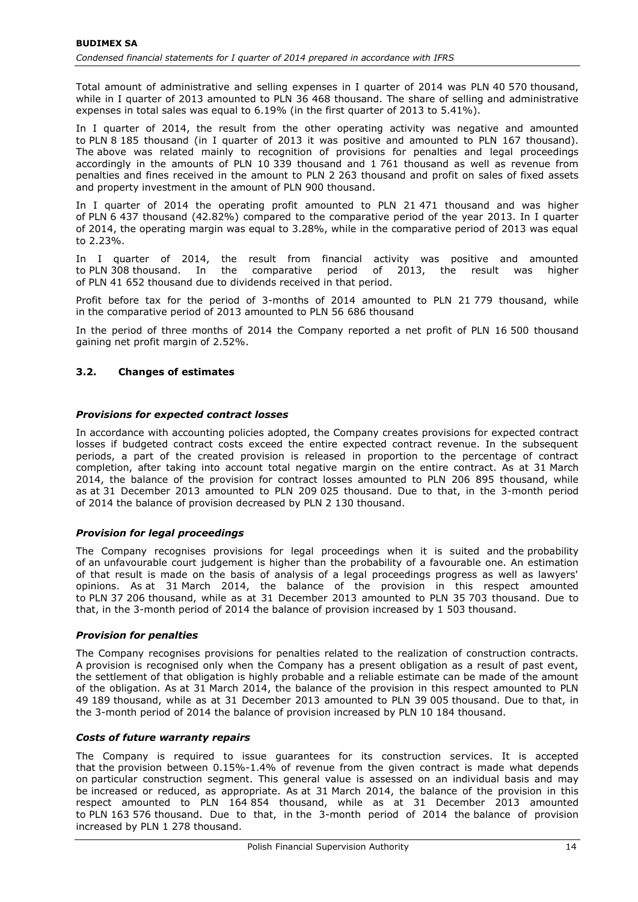Total amount of administrative and selling expenses in I quarter of 2014 was PLN 40 570 thousand, while in I quarter of 2013 amounted to PLN 36 468 thousand. The share of selling and administrative expenses in total sales was equal to 6.19% (in the first quarter of 2013 to 5.41%).

In I quarter of 2014, the result from the other operating activity was negative and amounted to PLN 8 185 thousand (in I quarter of 2013 it was positive and amounted to PLN 167 thousand). The above was related mainly to recognition of provisions for penalties and legal proceedings accordingly in the amounts of PLN 10 339 thousand and 1 761 thousand as well as revenue from penalties and fines received in the amount to PLN 2 263 thousand and profit on sales of fixed assets and property investment in the amount of PLN 900 thousand.

In I quarter of 2014 the operating profit amounted to PLN 21 471 thousand and was higher of PLN 6 437 thousand (42.82%) compared to the comparative period of the year 2013. In I quarter of 2014, the operating margin was equal to 3.28%, while in the comparative period of 2013 was equal to 2.23%.

In I quarter of 2014, the result from financial activity was positive and amounted to PLN 308 thousand. In the comparative period of 2013, the result was higher of PLN 41 652 thousand due to dividends received in that period.

Profit before tax for the period of 3-months of 2014 amounted to PLN 21 779 thousand, while in the comparative period of 2013 amounted to PLN 56 686 thousand

In the period of three months of 2014 the Company reported a net profit of PLN 16 500 thousand gaining net profit margin of 2.52%.

### 3.2. Changes of estimates

***Provisions for expected contract losses***

In accordance with accounting policies adopted, the Company creates provisions for expected contract losses if budgeted contract costs exceed the entire expected contract revenue. In the subsequent periods, a part of the created provision is released in proportion to the percentage of contract completion, after taking into account total negative margin on the entire contract. As at 31 March 2014, the balance of the provision for contract losses amounted to PLN 206 895 thousand, while as at 31 December 2013 amounted to PLN 209 025 thousand. Due to that, in the 3-month period of 2014 the balance of provision decreased by PLN 2 130 thousand.

***Provision for legal proceedings***

The Company recognises provisions for legal proceedings when it is suited and the probability of an unfavourable court judgement is higher than the probability of a favourable one. An estimation of that result is made on the basis of analysis of a legal proceedings progress as well as lawyers' opinions. As at 31 March 2014, the balance of the provision in this respect amounted to PLN 37 206 thousand, while as at 31 December 2013 amounted to PLN 35 703 thousand. Due to that, in the 3-month period of 2014 the balance of provision increased by 1 503 thousand.

***Provision for penalties***

The Company recognises provisions for penalties related to the realization of construction contracts. A provision is recognised only when the Company has a present obligation as a result of past event, the settlement of that obligation is highly probable and a reliable estimate can be made of the amount of the obligation. As at 31 March 2014, the balance of the provision in this respect amounted to PLN 49 189 thousand, while as at 31 December 2013 amounted to PLN 39 005 thousand. Due to that, in the 3-month period of 2014 the balance of provision increased by PLN 10 184 thousand.

***Costs of future warranty repairs***

The Company is required to issue guarantees for its construction services. It is accepted that the provision between 0.15%-1.4% of revenue from the given contract is made what depends on particular construction segment. This general value is assessed on an individual basis and may be increased or reduced, as appropriate. As at 31 March 2014, the balance of the provision in this respect amounted to PLN 164 854 thousand, while as at 31 December 2013 amounted to PLN 163 576 thousand. Due to that, in the 3-month period of 2014 the balance of provision increased by PLN 1 278 thousand.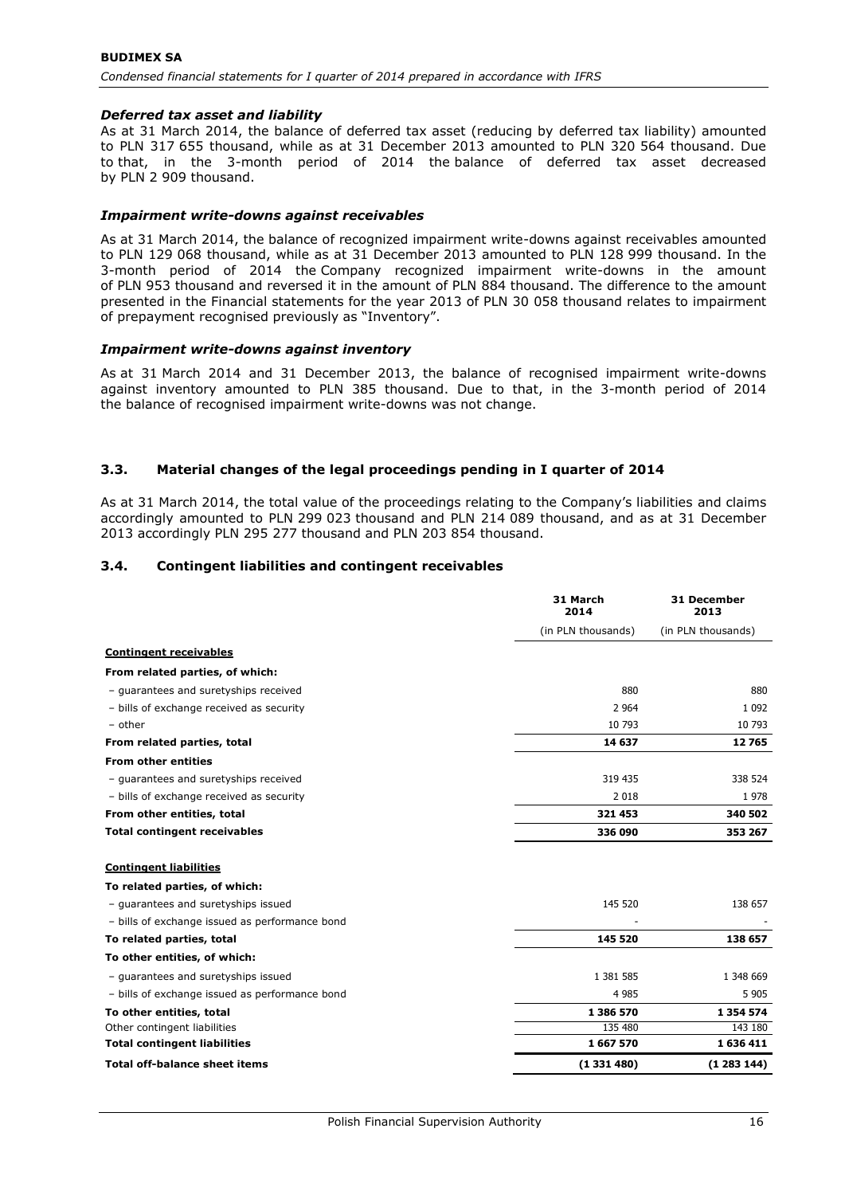### *Deferred tax asset and liability*

As at 31 March 2014, the balance of deferred tax asset (reducing by deferred tax liability) amounted to PLN 317 655 thousand, while as at 31 December 2013 amounted to PLN 320 564 thousand. Due to that, in the 3-month period of 2014 the balance of deferred tax asset decreased by PLN 2 909 thousand.

### *Impairment write-downs against receivables*

As at 31 March 2014, the balance of recognized impairment write-downs against receivables amounted to PLN 129 068 thousand, while as at 31 December 2013 amounted to PLN 128 999 thousand. In the 3-month period of 2014 the Company recognized impairment write-downs in the amount of PLN 953 thousand and reversed it in the amount of PLN 884 thousand. The difference to the amount presented in the Financial statements for the year 2013 of PLN 30 058 thousand relates to impairment of prepayment recognised previously as "Inventory".

### *Impairment write-downs against inventory*

As at 31 March 2014 and 31 December 2013, the balance of recognised impairment write-downs against inventory amounted to PLN 385 thousand. Due to that, in the 3-month period of 2014 the balance of recognised impairment write-downs was not change.

## 3.3. Material changes of the legal proceedings pending in I quarter of 2014

As at 31 March 2014, the total value of the proceedings relating to the Company's liabilities and claims accordingly amounted to PLN 299 023 thousand and PLN 214 089 thousand, and as at 31 December 2013 accordingly PLN 295 277 thousand and PLN 203 854 thousand.

## 3.4. Contingent liabilities and contingent receivables

| | 31 March 2014 | 31 December 2013 |
|---|---|---|
| | (in PLN thousands) | (in PLN thousands) |
| **Contingent receivables** | | |
| **From related parties, of which:** | | |
| – guarantees and suretyships received | 880 | 880 |
| – bills of exchange received as security | 2 964 | 1 092 |
| – other | 10 793 | 10 793 |
| **From related parties, total** | **14 637** | **12 765** |
| **From other entities** | | |
| – guarantees and suretyships received | 319 435 | 338 524 |
| – bills of exchange received as security | 2 018 | 1 978 |
| **From other entities, total** | **321 453** | **340 502** |
| **Total contingent receivables** | **336 090** | **353 267** |
| | | |
| **Contingent liabilities** | | |
| **To related parties, of which:** | | |
| – guarantees and suretyships issued | 145 520 | 138 657 |
| – bills of exchange issued as performance bond | - | - |
| **To related parties, total** | **145 520** | **138 657** |
| **To other entities, of which:** | | |
| – guarantees and suretyships issued | 1 381 585 | 1 348 669 |
| – bills of exchange issued as performance bond | 4 985 | 5 905 |
| **To other entities, total** | **1 386 570** | **1 354 574** |
| Other contingent liabilities | 135 480 | 143 180 |
| **Total contingent liabilities** | **1 667 570** | **1 636 411** |
| **Total off-balance sheet items** | **(1 331 480)** | **(1 283 144)** |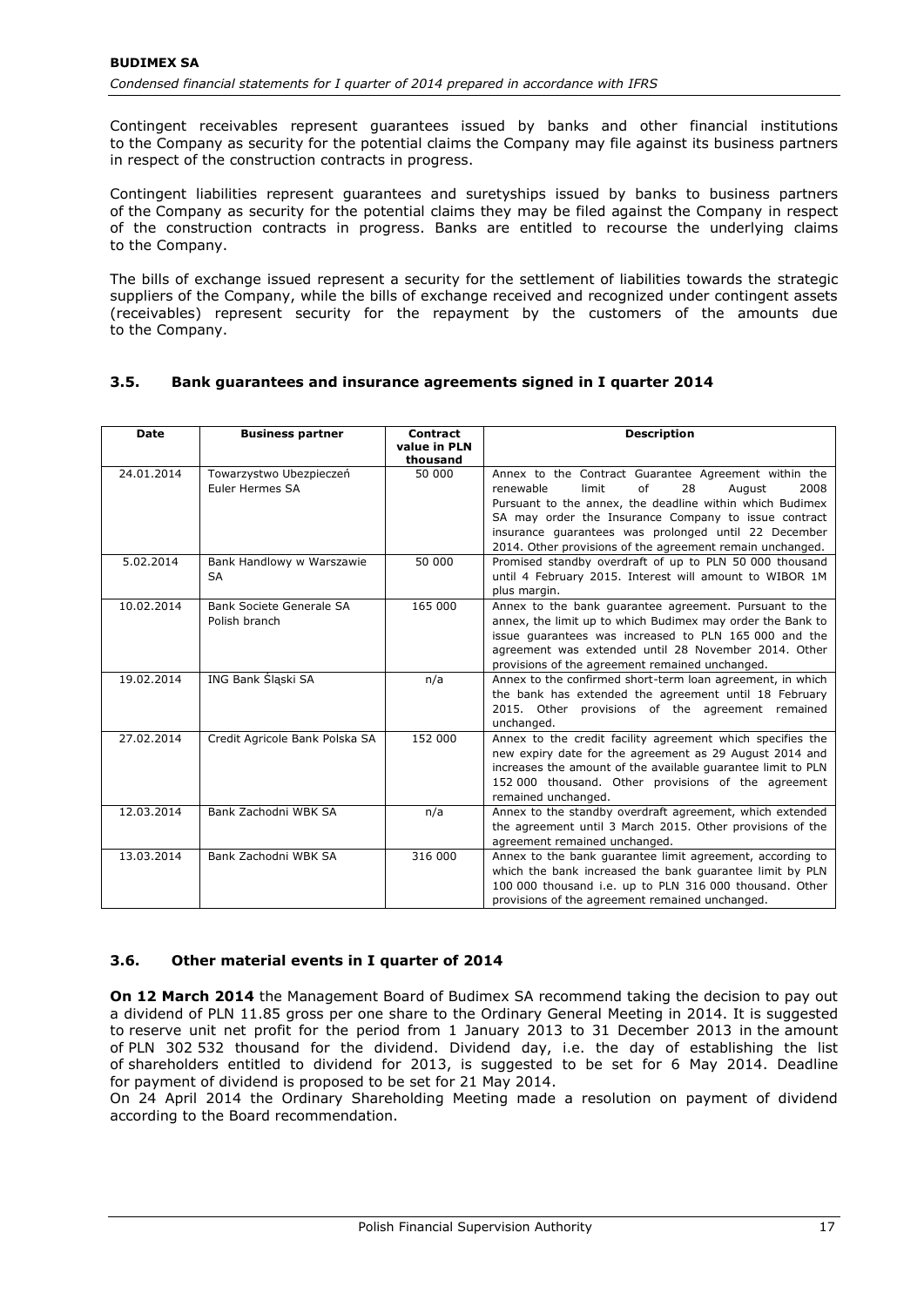Contingent receivables represent guarantees issued by banks and other financial institutions to the Company as security for the potential claims the Company may file against its business partners in respect of the construction contracts in progress.

Contingent liabilities represent guarantees and suretyships issued by banks to business partners of the Company as security for the potential claims they may be filed against the Company in respect of the construction contracts in progress. Banks are entitled to recourse the underlying claims to the Company.

The bills of exchange issued represent a security for the settlement of liabilities towards the strategic suppliers of the Company, while the bills of exchange received and recognized under contingent assets (receivables) represent security for the repayment by the customers of the amounts due to the Company.

### 3.5. Bank guarantees and insurance agreements signed in I quarter 2014

| Date | Business partner | Contract value in PLN thousand | Description |
|---|---|---|---|
| 24.01.2014 | Towarzystwo Ubezpieczeń Euler Hermes SA | 50 000 | Annex to the Contract Guarantee Agreement within the renewable limit of 28 August 2008 Pursuant to the annex, the deadline within which Budimex SA may order the Insurance Company to issue contract insurance guarantees was prolonged until 22 December 2014. Other provisions of the agreement remain unchanged. |
| 5.02.2014 | Bank Handlowy w Warszawie SA | 50 000 | Promised standby overdraft of up to PLN 50 000 thousand until 4 February 2015. Interest will amount to WIBOR 1M plus margin. |
| 10.02.2014 | Bank Societe Generale SA Polish branch | 165 000 | Annex to the bank guarantee agreement. Pursuant to the annex, the limit up to which Budimex may order the Bank to issue guarantees was increased to PLN 165 000 and the agreement was extended until 28 November 2014. Other provisions of the agreement remained unchanged. |
| 19.02.2014 | ING Bank Śląski SA | n/a | Annex to the confirmed short-term loan agreement, in which the bank has extended the agreement until 18 February 2015. Other provisions of the agreement remained unchanged. |
| 27.02.2014 | Credit Agricole Bank Polska SA | 152 000 | Annex to the credit facility agreement which specifies the new expiry date for the agreement as 29 August 2014 and increases the amount of the available guarantee limit to PLN 152 000 thousand. Other provisions of the agreement remained unchanged. |
| 12.03.2014 | Bank Zachodni WBK SA | n/a | Annex to the standby overdraft agreement, which extended the agreement until 3 March 2015. Other provisions of the agreement remained unchanged. |
| 13.03.2014 | Bank Zachodni WBK SA | 316 000 | Annex to the bank guarantee limit agreement, according to which the bank increased the bank guarantee limit by PLN 100 000 thousand i.e. up to PLN 316 000 thousand. Other provisions of the agreement remained unchanged. |

### 3.6. Other material events in I quarter of 2014

**On 12 March 2014** the Management Board of Budimex SA recommend taking the decision to pay out a dividend of PLN 11.85 gross per one share to the Ordinary General Meeting in 2014. It is suggested to reserve unit net profit for the period from 1 January 2013 to 31 December 2013 in the amount of PLN 302 532 thousand for the dividend. Dividend day, i.e. the day of establishing the list of shareholders entitled to dividend for 2013, is suggested to be set for 6 May 2014. Deadline for payment of dividend is proposed to be set for 21 May 2014.

On 24 April 2014 the Ordinary Shareholding Meeting made a resolution on payment of dividend according to the Board recommendation.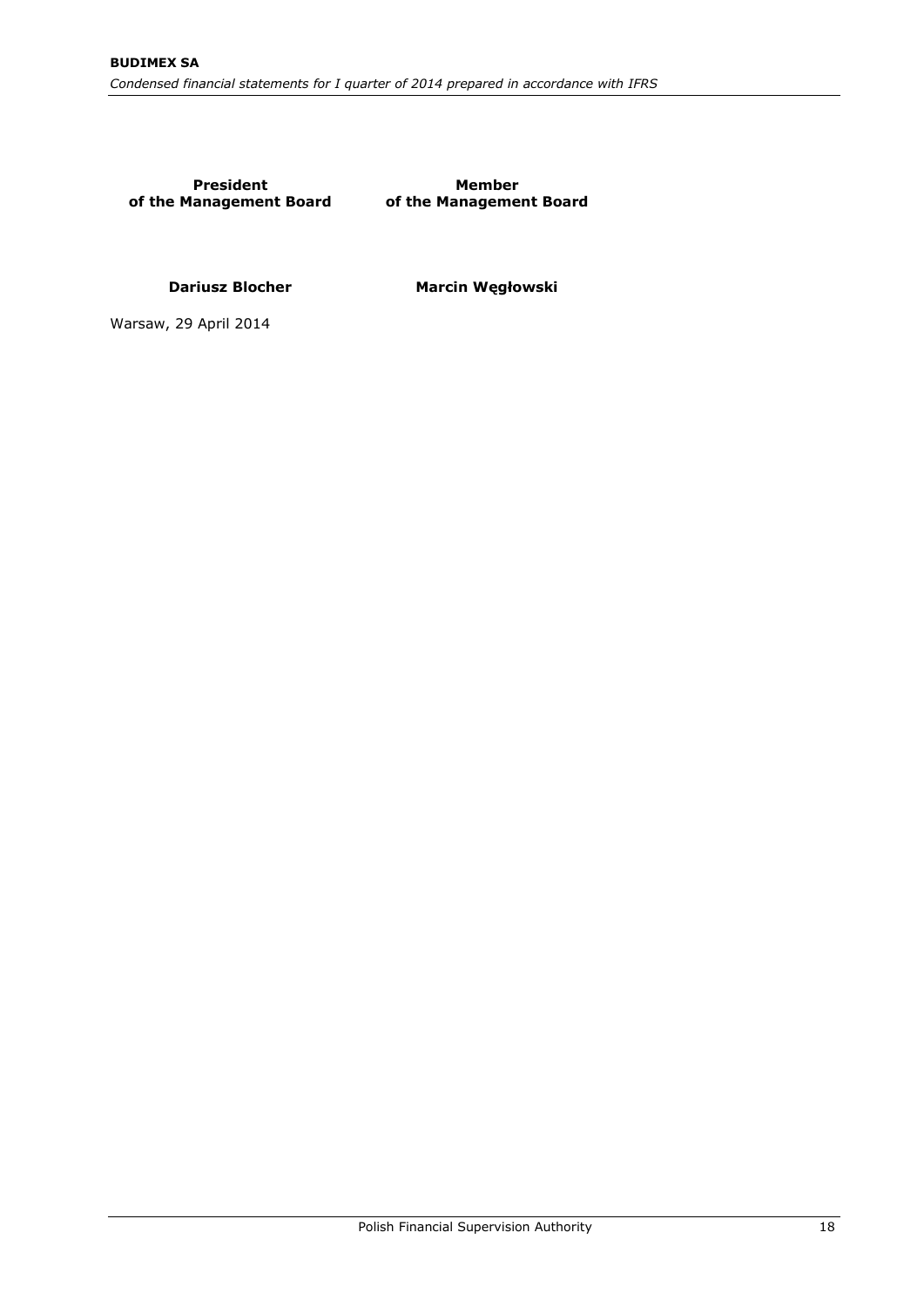| **President of the Management Board** | **Member of the Management Board** |
|---|---|
| **Dariusz Blocher** | **Marcin Węgłowski** |

Warsaw, 29 April 2014